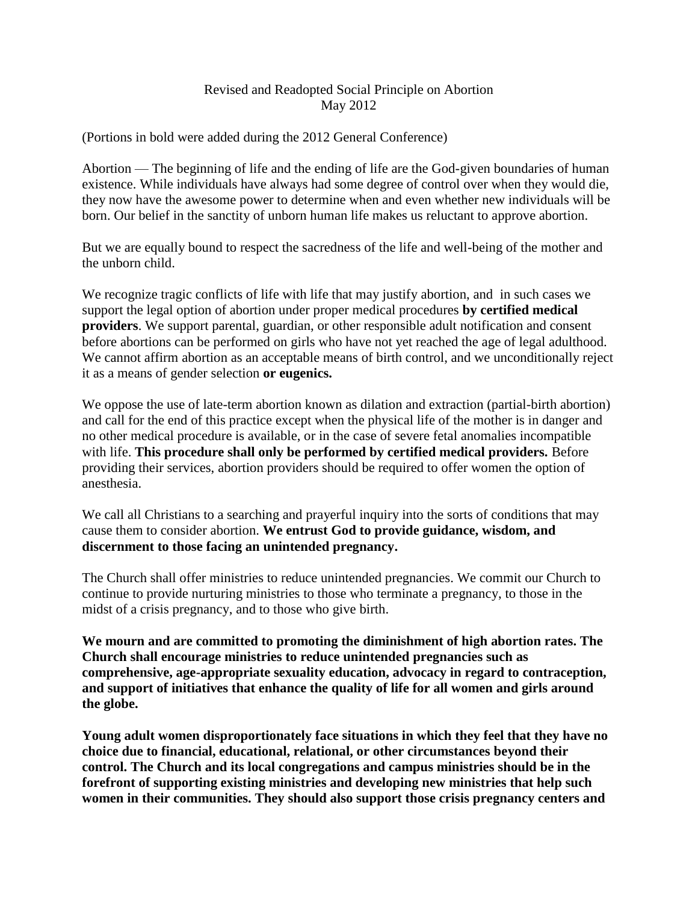# Revised and Readopted Social Principle on Abortion
May 2012

(Portions in bold were added during the 2012 General Conference)

Abortion — The beginning of life and the ending of life are the God-given boundaries of human existence. While individuals have always had some degree of control over when they would die, they now have the awesome power to determine when and even whether new individuals will be born. Our belief in the sanctity of unborn human life makes us reluctant to approve abortion.

But we are equally bound to respect the sacredness of the life and well-being of the mother and the unborn child.

We recognize tragic conflicts of life with life that may justify abortion, and in such cases we support the legal option of abortion under proper medical procedures **by certified medical providers**. We support parental, guardian, or other responsible adult notification and consent before abortions can be performed on girls who have not yet reached the age of legal adulthood. We cannot affirm abortion as an acceptable means of birth control, and we unconditionally reject it as a means of gender selection **or eugenics.**

We oppose the use of late-term abortion known as dilation and extraction (partial-birth abortion) and call for the end of this practice except when the physical life of the mother is in danger and no other medical procedure is available, or in the case of severe fetal anomalies incompatible with life. **This procedure shall only be performed by certified medical providers.** Before providing their services, abortion providers should be required to offer women the option of anesthesia.

We call all Christians to a searching and prayerful inquiry into the sorts of conditions that may cause them to consider abortion. **We entrust God to provide guidance, wisdom, and discernment to those facing an unintended pregnancy.**

The Church shall offer ministries to reduce unintended pregnancies. We commit our Church to continue to provide nurturing ministries to those who terminate a pregnancy, to those in the midst of a crisis pregnancy, and to those who give birth.

**We mourn and are committed to promoting the diminishment of high abortion rates. The Church shall encourage ministries to reduce unintended pregnancies such as comprehensive, age-appropriate sexuality education, advocacy in regard to contraception, and support of initiatives that enhance the quality of life for all women and girls around the globe.**

**Young adult women disproportionately face situations in which they feel that they have no choice due to financial, educational, relational, or other circumstances beyond their control. The Church and its local congregations and campus ministries should be in the forefront of supporting existing ministries and developing new ministries that help such women in their communities. They should also support those crisis pregnancy centers and**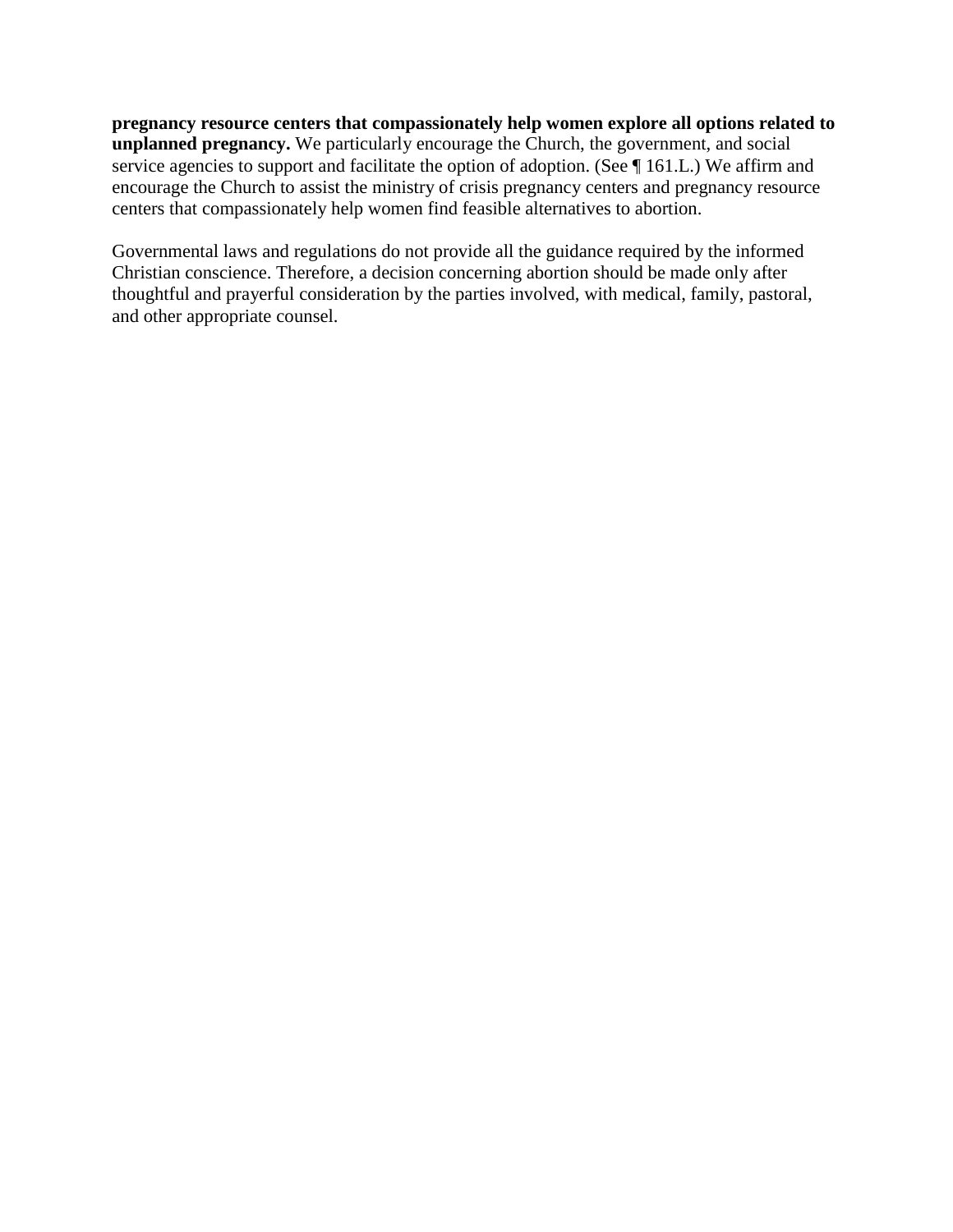**pregnancy resource centers that compassionately help women explore all options related to unplanned pregnancy.** We particularly encourage the Church, the government, and social service agencies to support and facilitate the option of adoption. (See ¶ 161.L.) We affirm and encourage the Church to assist the ministry of crisis pregnancy centers and pregnancy resource centers that compassionately help women find feasible alternatives to abortion.

Governmental laws and regulations do not provide all the guidance required by the informed Christian conscience. Therefore, a decision concerning abortion should be made only after thoughtful and prayerful consideration by the parties involved, with medical, family, pastoral, and other appropriate counsel.